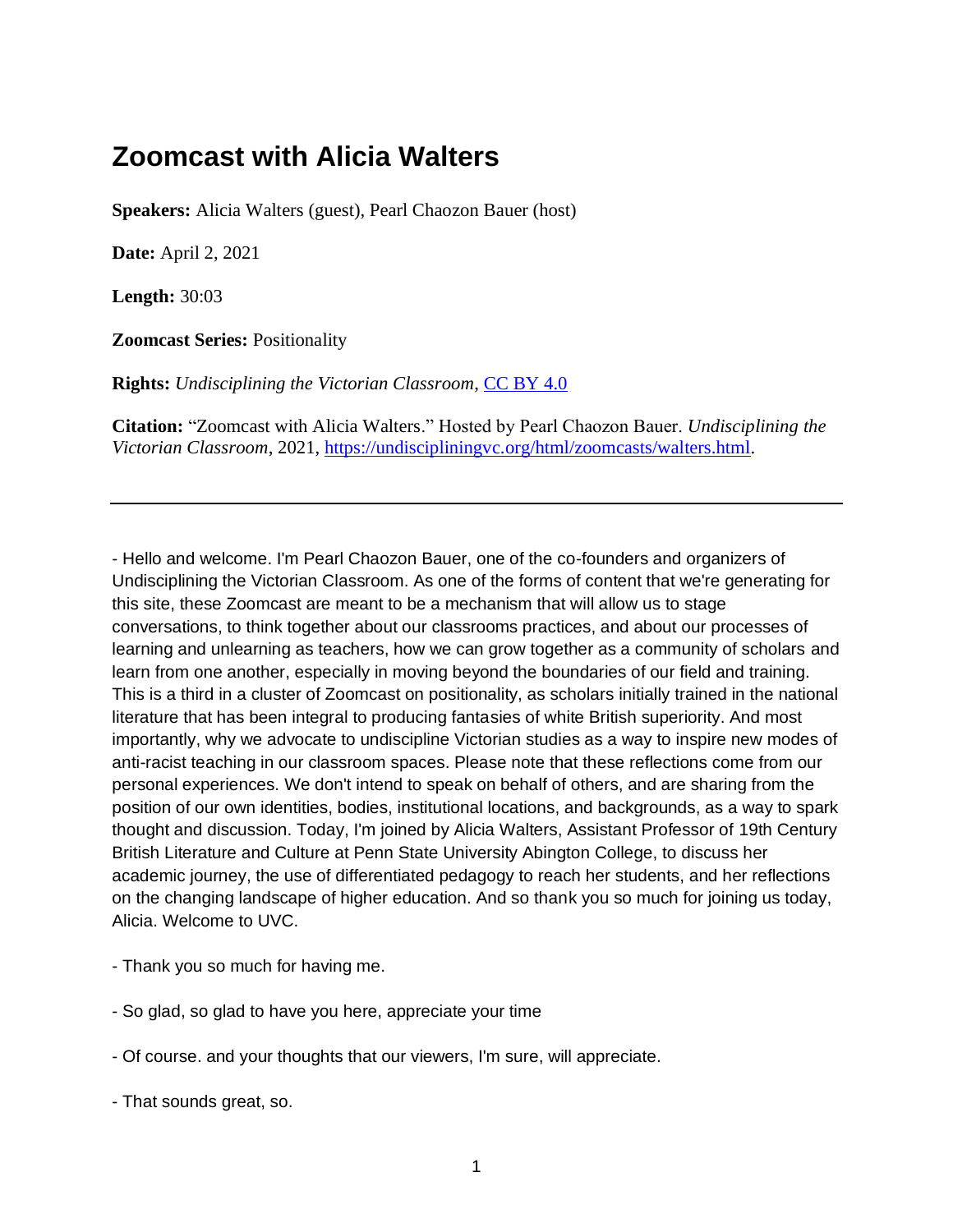# Zoomcast with Alicia Walters

**Speakers:** Alicia Walters (guest), Pearl Chaozon Bauer (host)

**Date:** April 2, 2021

**Length:** 30:03

**Zoomcast Series:** Positionality

**Rights:** *Undisciplining the Victorian Classroom*, [CC BY 4.0](https://creativecommons.org/licenses/by/4.0/)

**Citation:** "Zoomcast with Alicia Walters." Hosted by Pearl Chaozon Bauer. *Undisciplining the Victorian Classroom*, 2021, [https://undiscipliningvc.org/html/zoomcasts/walters.html](https://undiscipliningvc.org/html/zoomcasts/walters.html).

---

- Hello and welcome. I'm Pearl Chaozon Bauer, one of the co-founders and organizers of Undisciplining the Victorian Classroom. As one of the forms of content that we're generating for this site, these Zoomcast are meant to be a mechanism that will allow us to stage conversations, to think together about our classrooms practices, and about our processes of learning and unlearning as teachers, how we can grow together as a community of scholars and learn from one another, especially in moving beyond the boundaries of our field and training. This is a third in a cluster of Zoomcast on positionality, as scholars initially trained in the national literature that has been integral to producing fantasies of white British superiority. And most importantly, why we advocate to undiscipline Victorian studies as a way to inspire new modes of anti-racist teaching in our classroom spaces. Please note that these reflections come from our personal experiences. We don't intend to speak on behalf of others, and are sharing from the position of our own identities, bodies, institutional locations, and backgrounds, as a way to spark thought and discussion. Today, I'm joined by Alicia Walters, Assistant Professor of 19th Century British Literature and Culture at Penn State University Abington College, to discuss her academic journey, the use of differentiated pedagogy to reach her students, and her reflections on the changing landscape of higher education. And so thank you so much for joining us today, Alicia. Welcome to UVC.

- Thank you so much for having me.

- So glad, so glad to have you here, appreciate your time

- Of course. and your thoughts that our viewers, I'm sure, will appreciate.

- That sounds great, so.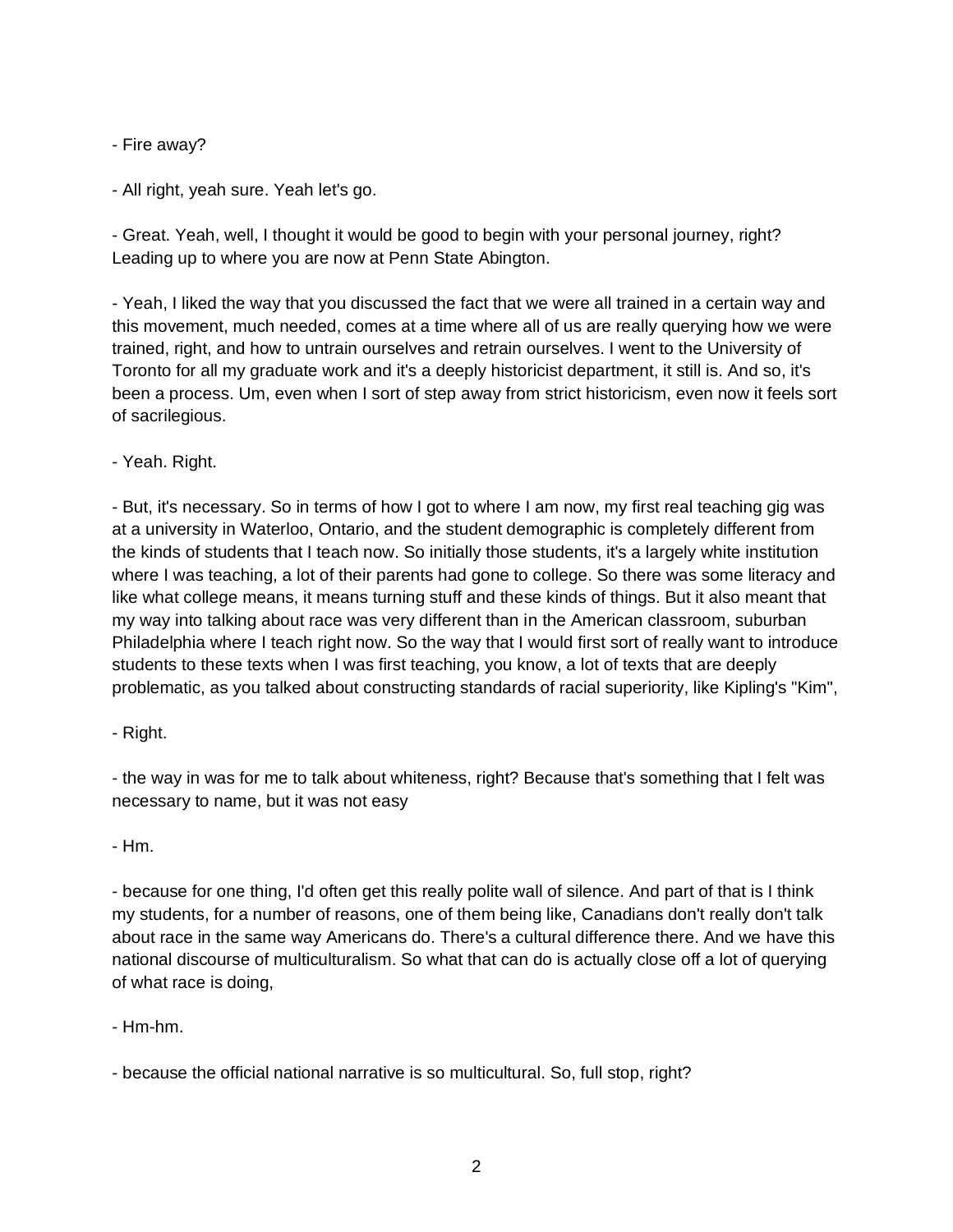- Fire away?

- All right, yeah sure. Yeah let's go.

- Great. Yeah, well, I thought it would be good to begin with your personal journey, right? Leading up to where you are now at Penn State Abington.

- Yeah, I liked the way that you discussed the fact that we were all trained in a certain way and this movement, much needed, comes at a time where all of us are really querying how we were trained, right, and how to untrain ourselves and retrain ourselves. I went to the University of Toronto for all my graduate work and it's a deeply historicist department, it still is. And so, it's been a process. Um, even when I sort of step away from strict historicism, even now it feels sort of sacrilegious.

- Yeah. Right.

- But, it's necessary. So in terms of how I got to where I am now, my first real teaching gig was at a university in Waterloo, Ontario, and the student demographic is completely different from the kinds of students that I teach now. So initially those students, it's a largely white institution where I was teaching, a lot of their parents had gone to college. So there was some literacy and like what college means, it means turning stuff and these kinds of things. But it also meant that my way into talking about race was very different than in the American classroom, suburban Philadelphia where I teach right now. So the way that I would first sort of really want to introduce students to these texts when I was first teaching, you know, a lot of texts that are deeply problematic, as you talked about constructing standards of racial superiority, like Kipling's "Kim",

- Right.

- the way in was for me to talk about whiteness, right? Because that's something that I felt was necessary to name, but it was not easy

- Hm.

- because for one thing, I'd often get this really polite wall of silence. And part of that is I think my students, for a number of reasons, one of them being like, Canadians don't really don't talk about race in the same way Americans do. There's a cultural difference there. And we have this national discourse of multiculturalism. So what that can do is actually close off a lot of querying of what race is doing,

- Hm-hm.

- because the official national narrative is so multicultural. So, full stop, right?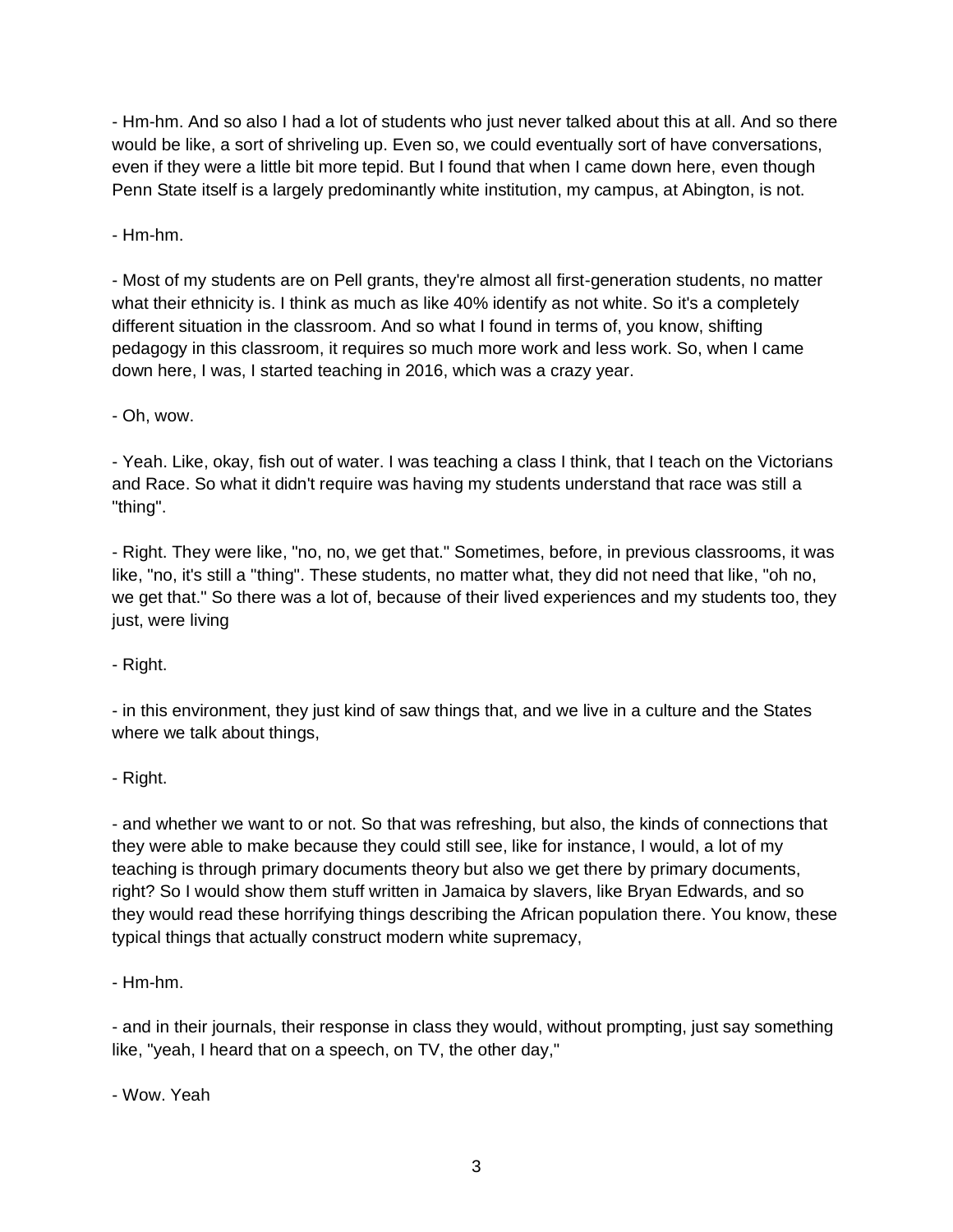- Hm-hm. And so also I had a lot of students who just never talked about this at all. And so there would be like, a sort of shriveling up. Even so, we could eventually sort of have conversations, even if they were a little bit more tepid. But I found that when I came down here, even though Penn State itself is a largely predominantly white institution, my campus, at Abington, is not.

- Hm-hm.

- Most of my students are on Pell grants, they're almost all first-generation students, no matter what their ethnicity is. I think as much as like 40% identify as not white. So it's a completely different situation in the classroom. And so what I found in terms of, you know, shifting pedagogy in this classroom, it requires so much more work and less work. So, when I came down here, I was, I started teaching in 2016, which was a crazy year.

- Oh, wow.

- Yeah. Like, okay, fish out of water. I was teaching a class I think, that I teach on the Victorians and Race. So what it didn't require was having my students understand that race was still a "thing".

- Right. They were like, "no, no, we get that." Sometimes, before, in previous classrooms, it was like, "no, it's still a "thing". These students, no matter what, they did not need that like, "oh no, we get that." So there was a lot of, because of their lived experiences and my students too, they just, were living

- Right.

- in this environment, they just kind of saw things that, and we live in a culture and the States where we talk about things,

- Right.

- and whether we want to or not. So that was refreshing, but also, the kinds of connections that they were able to make because they could still see, like for instance, I would, a lot of my teaching is through primary documents theory but also we get there by primary documents, right? So I would show them stuff written in Jamaica by slavers, like Bryan Edwards, and so they would read these horrifying things describing the African population there. You know, these typical things that actually construct modern white supremacy,

- Hm-hm.

- and in their journals, their response in class they would, without prompting, just say something like, "yeah, I heard that on a speech, on TV, the other day,"

- Wow. Yeah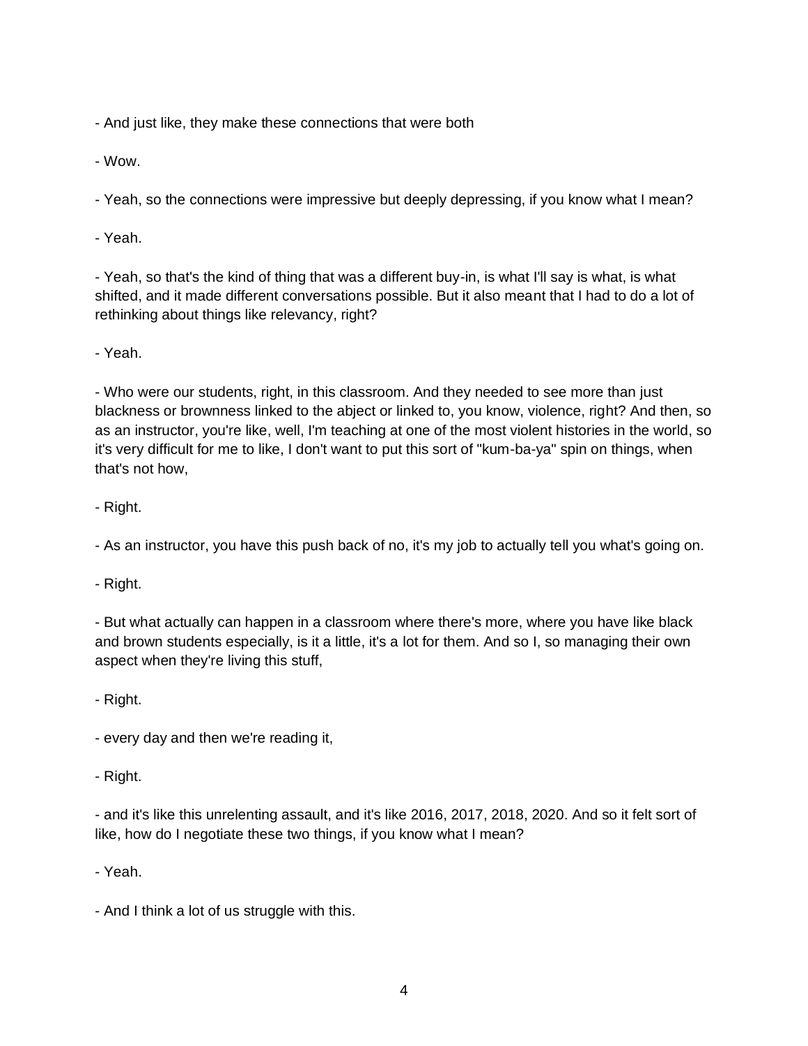- And just like, they make these connections that were both

- Wow.

- Yeah, so the connections were impressive but deeply depressing, if you know what I mean?

- Yeah.

- Yeah, so that's the kind of thing that was a different buy-in, is what I'll say is what, is what shifted, and it made different conversations possible. But it also meant that I had to do a lot of rethinking about things like relevancy, right?

- Yeah.

- Who were our students, right, in this classroom. And they needed to see more than just blackness or brownness linked to the abject or linked to, you know, violence, right? And then, so as an instructor, you're like, well, I'm teaching at one of the most violent histories in the world, so it's very difficult for me to like, I don't want to put this sort of "kum-ba-ya" spin on things, when that's not how,

- Right.

- As an instructor, you have this push back of no, it's my job to actually tell you what's going on.

- Right.

- But what actually can happen in a classroom where there's more, where you have like black and brown students especially, is it a little, it's a lot for them. And so I, so managing their own aspect when they're living this stuff,

- Right.

- every day and then we're reading it,

- Right.

- and it's like this unrelenting assault, and it's like 2016, 2017, 2018, 2020. And so it felt sort of like, how do I negotiate these two things, if you know what I mean?

- Yeah.

- And I think a lot of us struggle with this.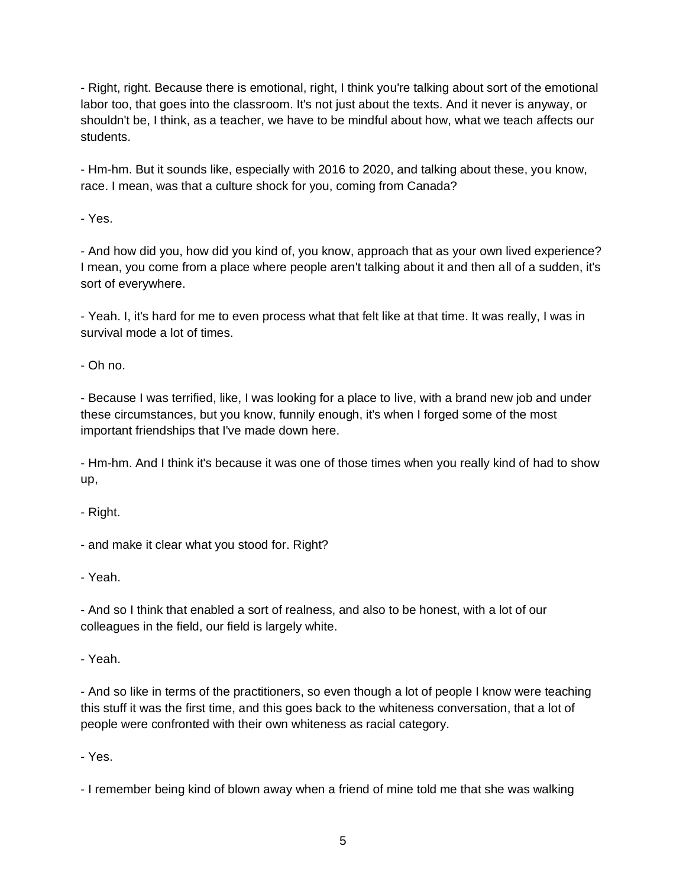- Right, right. Because there is emotional, right, I think you're talking about sort of the emotional labor too, that goes into the classroom. It's not just about the texts. And it never is anyway, or shouldn't be, I think, as a teacher, we have to be mindful about how, what we teach affects our students.

- Hm-hm. But it sounds like, especially with 2016 to 2020, and talking about these, you know, race. I mean, was that a culture shock for you, coming from Canada?

- Yes.

- And how did you, how did you kind of, you know, approach that as your own lived experience? I mean, you come from a place where people aren't talking about it and then all of a sudden, it's sort of everywhere.

- Yeah. I, it's hard for me to even process what that felt like at that time. It was really, I was in survival mode a lot of times.

- Oh no.

- Because I was terrified, like, I was looking for a place to live, with a brand new job and under these circumstances, but you know, funnily enough, it's when I forged some of the most important friendships that I've made down here.

- Hm-hm. And I think it's because it was one of those times when you really kind of had to show up,

- Right.

- and make it clear what you stood for. Right?

- Yeah.

- And so I think that enabled a sort of realness, and also to be honest, with a lot of our colleagues in the field, our field is largely white.

- Yeah.

- And so like in terms of the practitioners, so even though a lot of people I know were teaching this stuff it was the first time, and this goes back to the whiteness conversation, that a lot of people were confronted with their own whiteness as racial category.

- Yes.

- I remember being kind of blown away when a friend of mine told me that she was walking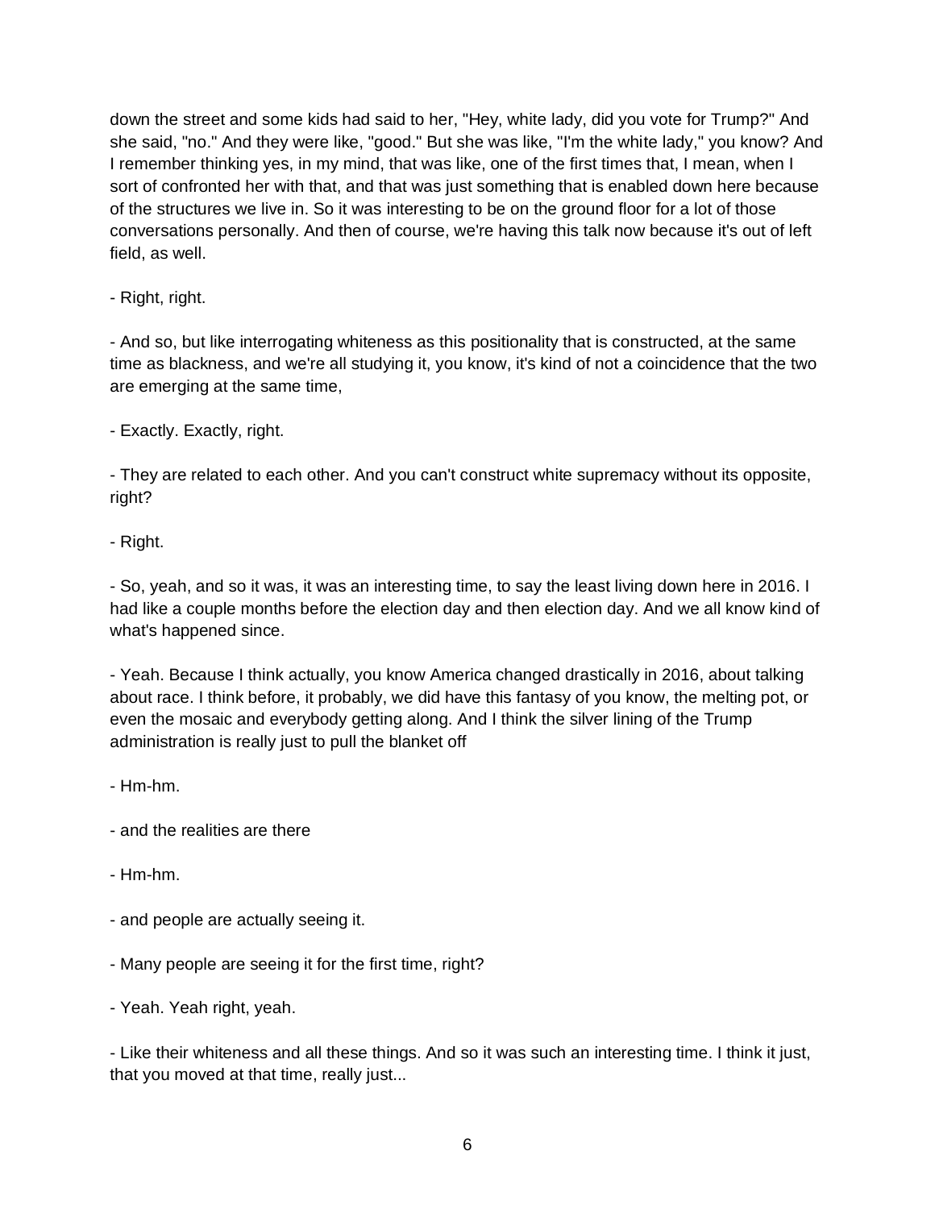down the street and some kids had said to her, "Hey, white lady, did you vote for Trump?" And she said, "no." And they were like, "good." But she was like, "I'm the white lady," you know? And I remember thinking yes, in my mind, that was like, one of the first times that, I mean, when I sort of confronted her with that, and that was just something that is enabled down here because of the structures we live in. So it was interesting to be on the ground floor for a lot of those conversations personally. And then of course, we're having this talk now because it's out of left field, as well.

- Right, right.

- And so, but like interrogating whiteness as this positionality that is constructed, at the same time as blackness, and we're all studying it, you know, it's kind of not a coincidence that the two are emerging at the same time,

- Exactly. Exactly, right.

- They are related to each other. And you can't construct white supremacy without its opposite, right?

- Right.

- So, yeah, and so it was, it was an interesting time, to say the least living down here in 2016. I had like a couple months before the election day and then election day. And we all know kind of what's happened since.

- Yeah. Because I think actually, you know America changed drastically in 2016, about talking about race. I think before, it probably, we did have this fantasy of you know, the melting pot, or even the mosaic and everybody getting along. And I think the silver lining of the Trump administration is really just to pull the blanket off

- Hm-hm.

- and the realities are there

- Hm-hm.

- and people are actually seeing it.

- Many people are seeing it for the first time, right?

- Yeah. Yeah right, yeah.

- Like their whiteness and all these things. And so it was such an interesting time. I think it just, that you moved at that time, really just...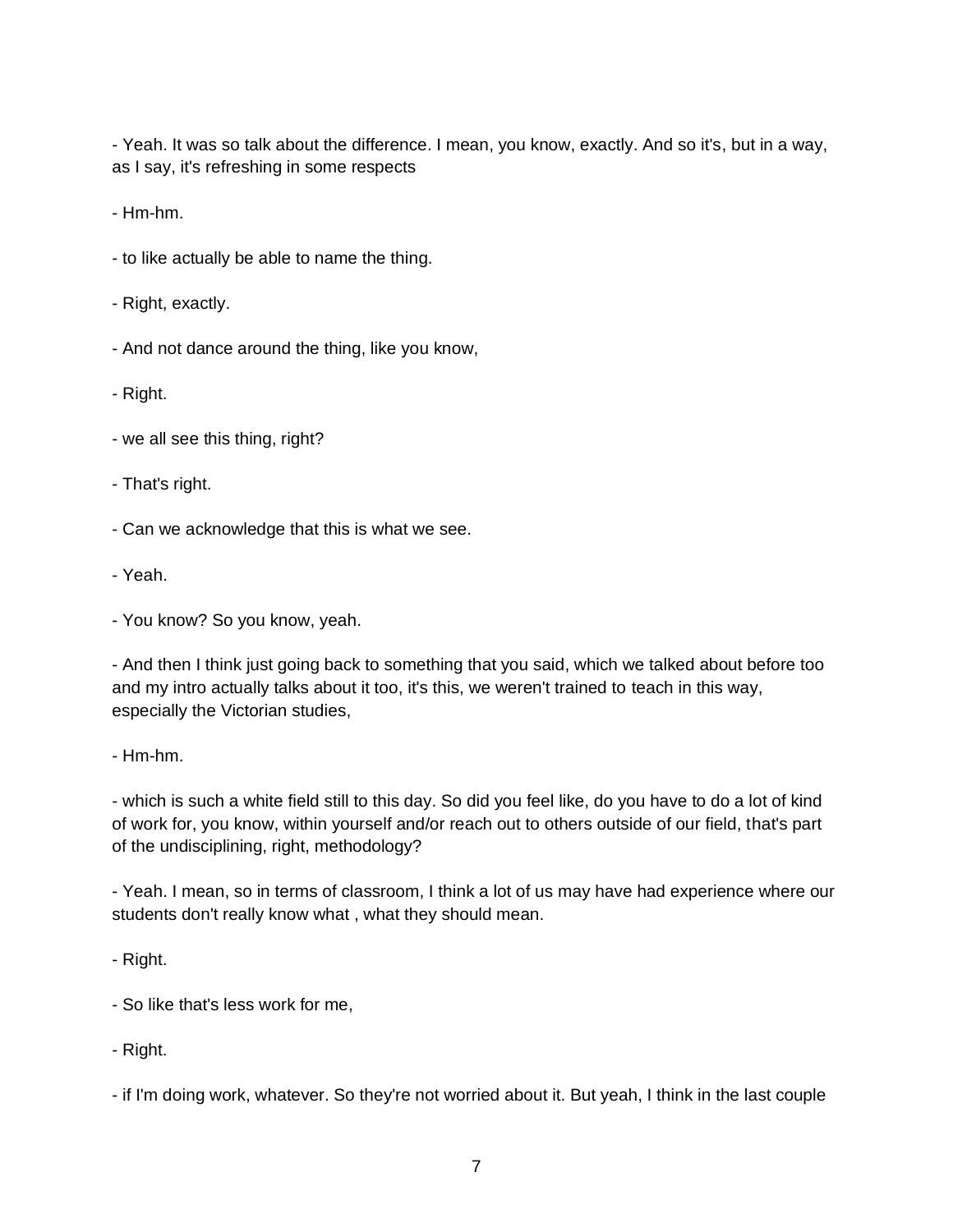- Yeah. It was so talk about the difference. I mean, you know, exactly. And so it's, but in a way, as I say, it's refreshing in some respects

- Hm-hm.

- to like actually be able to name the thing.

- Right, exactly.

- And not dance around the thing, like you know,

- Right.

- we all see this thing, right?

- That's right.

- Can we acknowledge that this is what we see.

- Yeah.

- You know? So you know, yeah.

- And then I think just going back to something that you said, which we talked about before too and my intro actually talks about it too, it's this, we weren't trained to teach in this way, especially the Victorian studies,

- Hm-hm.

- which is such a white field still to this day. So did you feel like, do you have to do a lot of kind of work for, you know, within yourself and/or reach out to others outside of our field, that's part of the undisciplining, right, methodology?

- Yeah. I mean, so in terms of classroom, I think a lot of us may have had experience where our students don't really know what , what they should mean.

- Right.

- So like that's less work for me,

- Right.

- if I'm doing work, whatever. So they're not worried about it. But yeah, I think in the last couple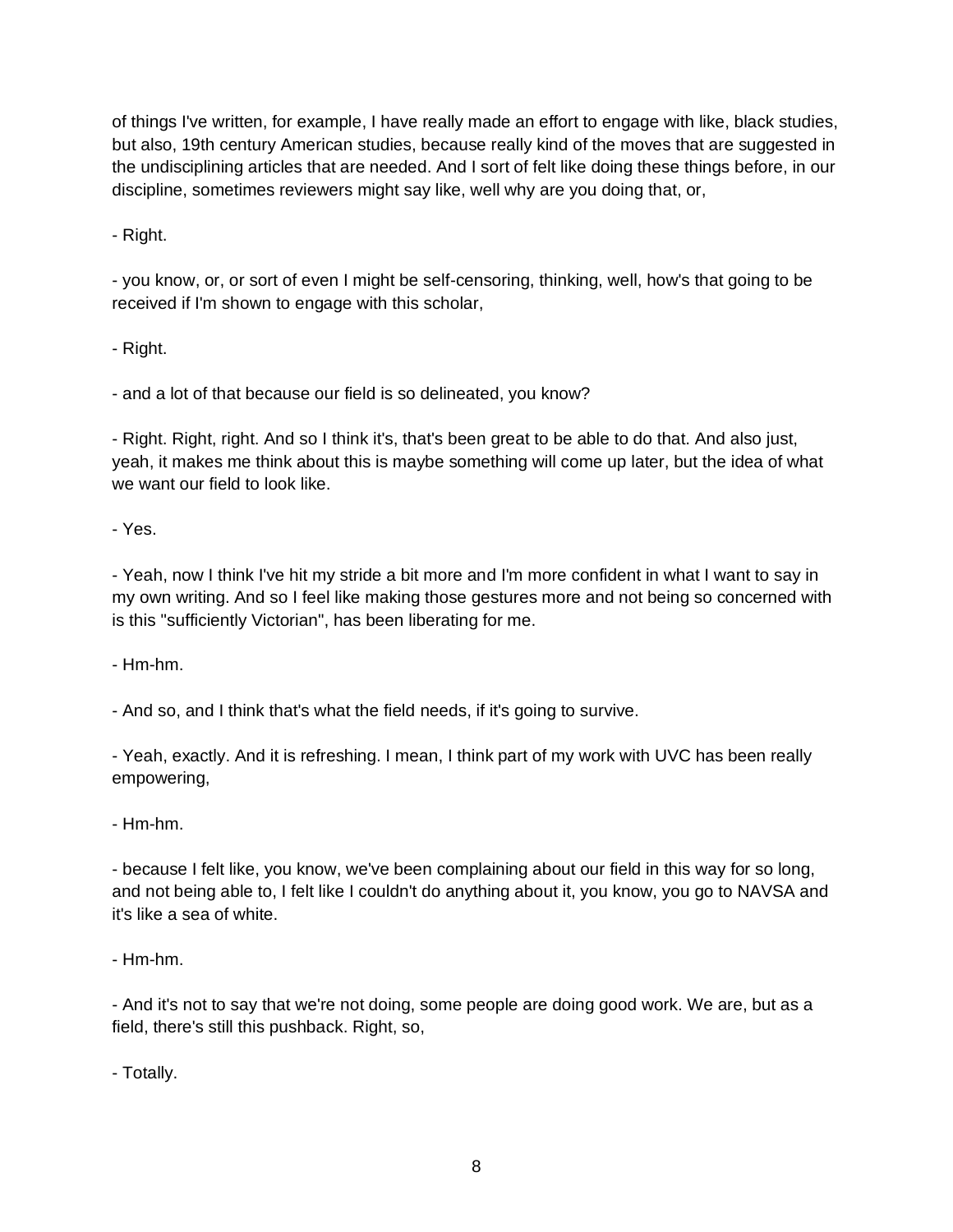of things I've written, for example, I have really made an effort to engage with like, black studies, but also, 19th century American studies, because really kind of the moves that are suggested in the undisciplining articles that are needed. And I sort of felt like doing these things before, in our discipline, sometimes reviewers might say like, well why are you doing that, or,

- Right.

- you know, or, or sort of even I might be self-censoring, thinking, well, how's that going to be received if I'm shown to engage with this scholar,

- Right.

- and a lot of that because our field is so delineated, you know?

- Right. Right, right. And so I think it's, that's been great to be able to do that. And also just, yeah, it makes me think about this is maybe something will come up later, but the idea of what we want our field to look like.

- Yes.

- Yeah, now I think I've hit my stride a bit more and I'm more confident in what I want to say in my own writing. And so I feel like making those gestures more and not being so concerned with is this "sufficiently Victorian", has been liberating for me.

- Hm-hm.

- And so, and I think that's what the field needs, if it's going to survive.

- Yeah, exactly. And it is refreshing. I mean, I think part of my work with UVC has been really empowering,

- Hm-hm.

- because I felt like, you know, we've been complaining about our field in this way for so long, and not being able to, I felt like I couldn't do anything about it, you know, you go to NAVSA and it's like a sea of white.

- Hm-hm.

- And it's not to say that we're not doing, some people are doing good work. We are, but as a field, there's still this pushback. Right, so,

- Totally.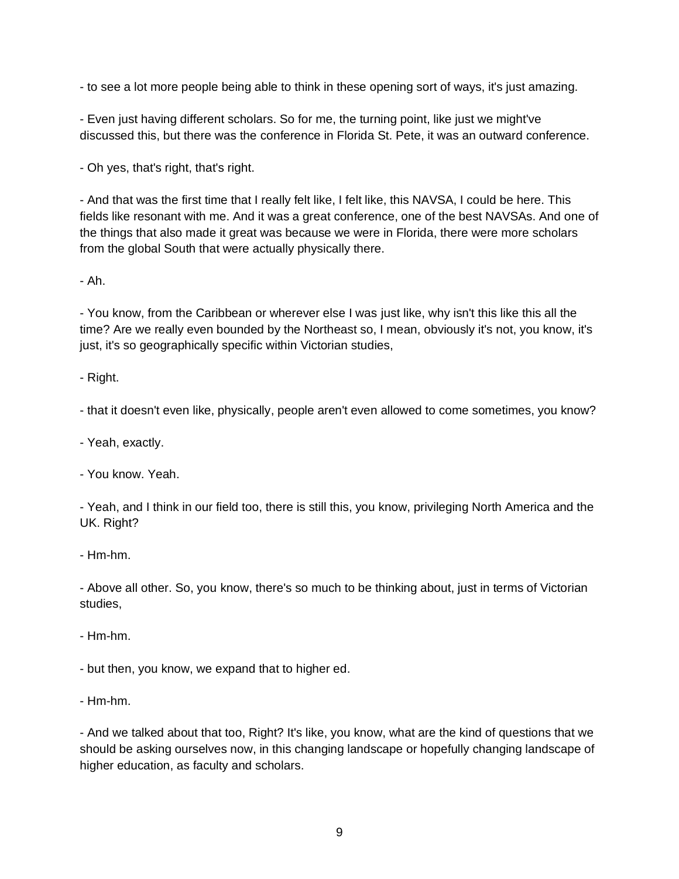- to see a lot more people being able to think in these opening sort of ways, it's just amazing.

- Even just having different scholars. So for me, the turning point, like just we might've discussed this, but there was the conference in Florida St. Pete, it was an outward conference.

- Oh yes, that's right, that's right.

- And that was the first time that I really felt like, I felt like, this NAVSA, I could be here. This fields like resonant with me. And it was a great conference, one of the best NAVSAs. And one of the things that also made it great was because we were in Florida, there were more scholars from the global South that were actually physically there.

- Ah.

- You know, from the Caribbean or wherever else I was just like, why isn't this like this all the time? Are we really even bounded by the Northeast so, I mean, obviously it's not, you know, it's just, it's so geographically specific within Victorian studies,

- Right.

- that it doesn't even like, physically, people aren't even allowed to come sometimes, you know?

- Yeah, exactly.

- You know. Yeah.

- Yeah, and I think in our field too, there is still this, you know, privileging North America and the UK. Right?

- Hm-hm.

- Above all other. So, you know, there's so much to be thinking about, just in terms of Victorian studies,

- Hm-hm.

- but then, you know, we expand that to higher ed.

- Hm-hm.

- And we talked about that too, Right? It's like, you know, what are the kind of questions that we should be asking ourselves now, in this changing landscape or hopefully changing landscape of higher education, as faculty and scholars.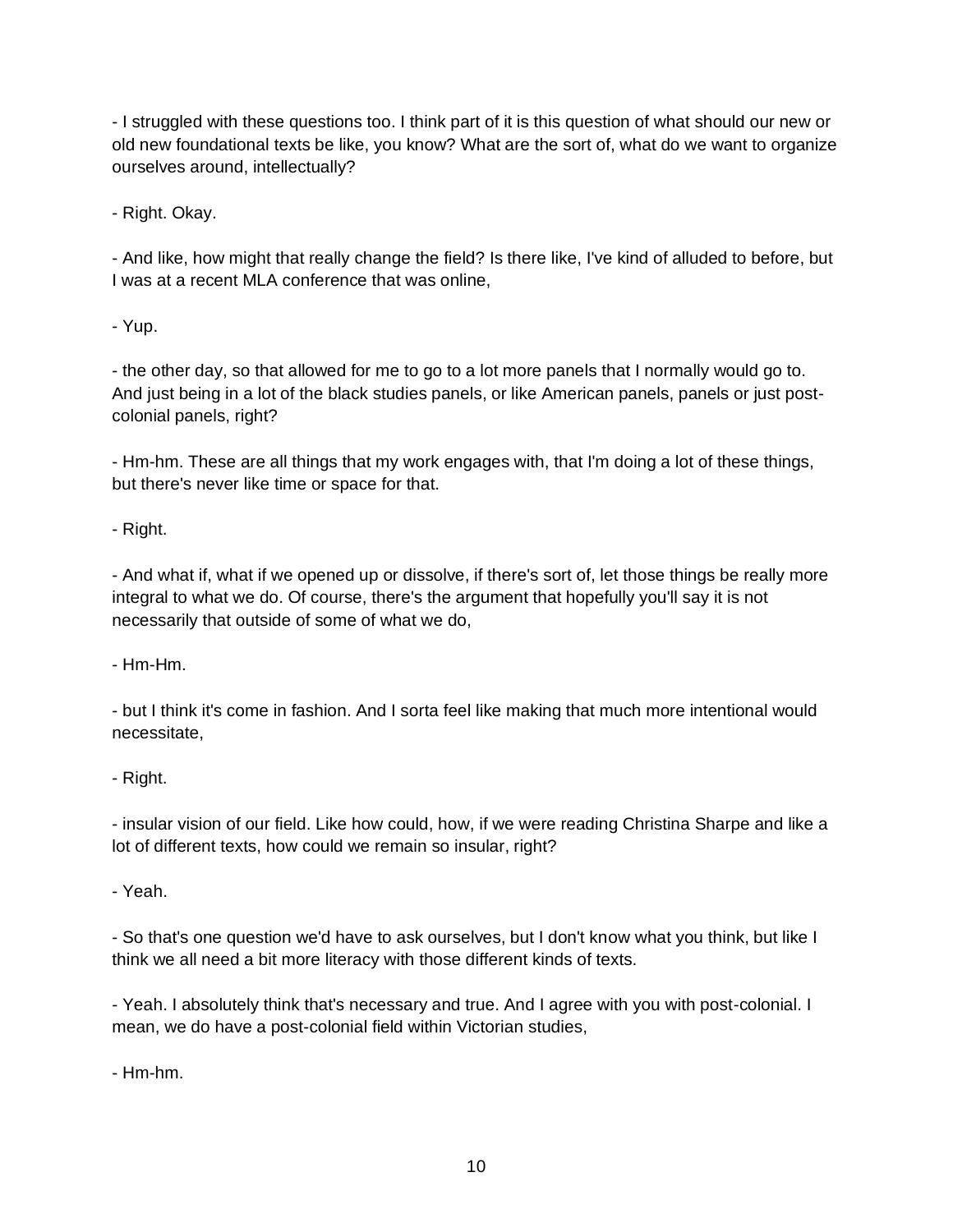- I struggled with these questions too. I think part of it is this question of what should our new or old new foundational texts be like, you know? What are the sort of, what do we want to organize ourselves around, intellectually?

- Right. Okay.

- And like, how might that really change the field? Is there like, I've kind of alluded to before, but I was at a recent MLA conference that was online,

- Yup.

- the other day, so that allowed for me to go to a lot more panels that I normally would go to. And just being in a lot of the black studies panels, or like American panels, panels or just post-colonial panels, right?

- Hm-hm. These are all things that my work engages with, that I'm doing a lot of these things, but there's never like time or space for that.

- Right.

- And what if, what if we opened up or dissolve, if there's sort of, let those things be really more integral to what we do. Of course, there's the argument that hopefully you'll say it is not necessarily that outside of some of what we do,

- Hm-Hm.

- but I think it's come in fashion. And I sorta feel like making that much more intentional would necessitate,

- Right.

- insular vision of our field. Like how could, how, if we were reading Christina Sharpe and like a lot of different texts, how could we remain so insular, right?

- Yeah.

- So that's one question we'd have to ask ourselves, but I don't know what you think, but like I think we all need a bit more literacy with those different kinds of texts.

- Yeah. I absolutely think that's necessary and true. And I agree with you with post-colonial. I mean, we do have a post-colonial field within Victorian studies,

- Hm-hm.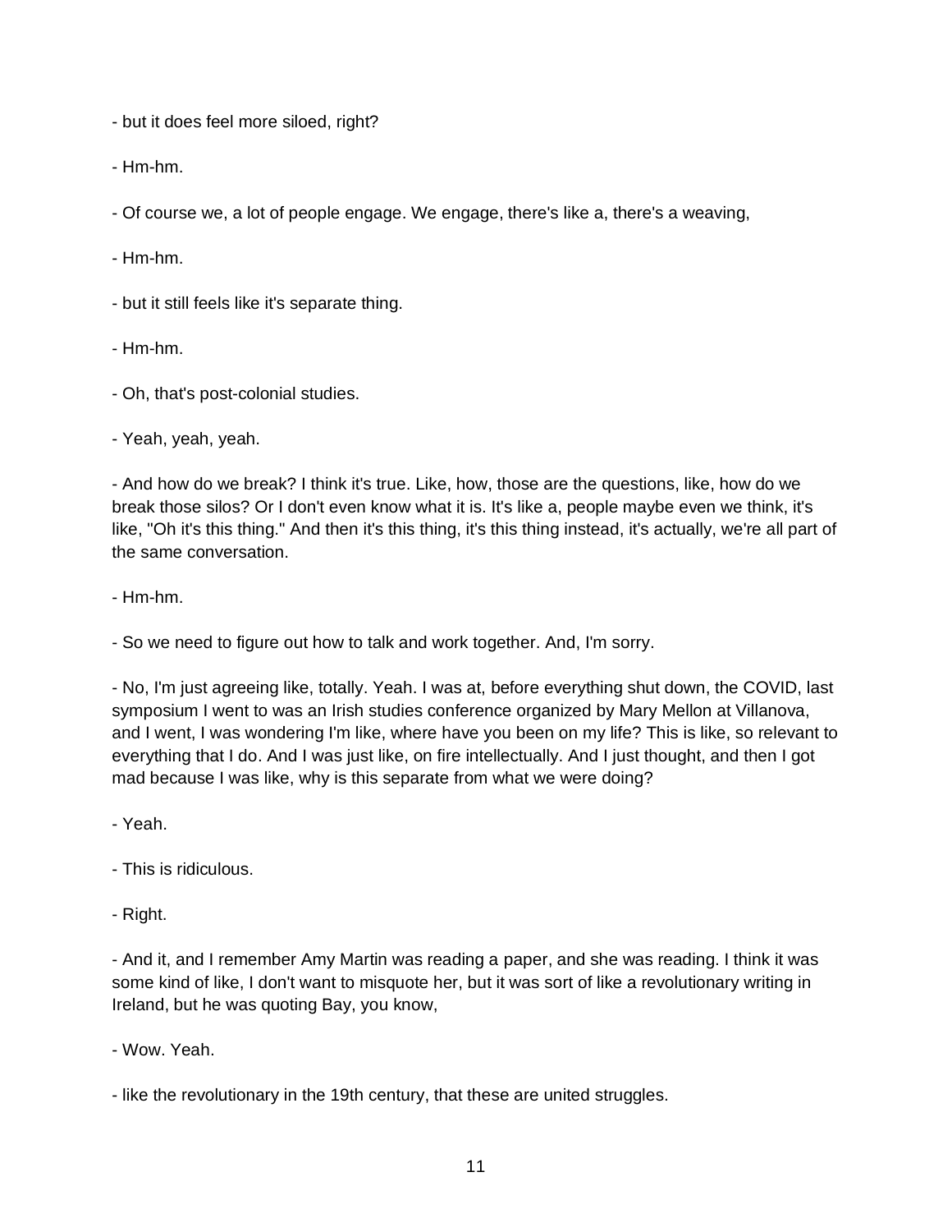- but it does feel more siloed, right?

- Hm-hm.

- Of course we, a lot of people engage. We engage, there's like a, there's a weaving,

- Hm-hm.

- but it still feels like it's separate thing.

- Hm-hm.

- Oh, that's post-colonial studies.

- Yeah, yeah, yeah.

- And how do we break? I think it's true. Like, how, those are the questions, like, how do we break those silos? Or I don't even know what it is. It's like a, people maybe even we think, it's like, "Oh it's this thing." And then it's this thing, it's this thing instead, it's actually, we're all part of the same conversation.

- Hm-hm.

- So we need to figure out how to talk and work together. And, I'm sorry.

- No, I'm just agreeing like, totally. Yeah. I was at, before everything shut down, the COVID, last symposium I went to was an Irish studies conference organized by Mary Mellon at Villanova, and I went, I was wondering I'm like, where have you been on my life? This is like, so relevant to everything that I do. And I was just like, on fire intellectually. And I just thought, and then I got mad because I was like, why is this separate from what we were doing?

- Yeah.

- This is ridiculous.

- Right.

- And it, and I remember Amy Martin was reading a paper, and she was reading. I think it was some kind of like, I don't want to misquote her, but it was sort of like a revolutionary writing in Ireland, but he was quoting Bay, you know,

- Wow. Yeah.

- like the revolutionary in the 19th century, that these are united struggles.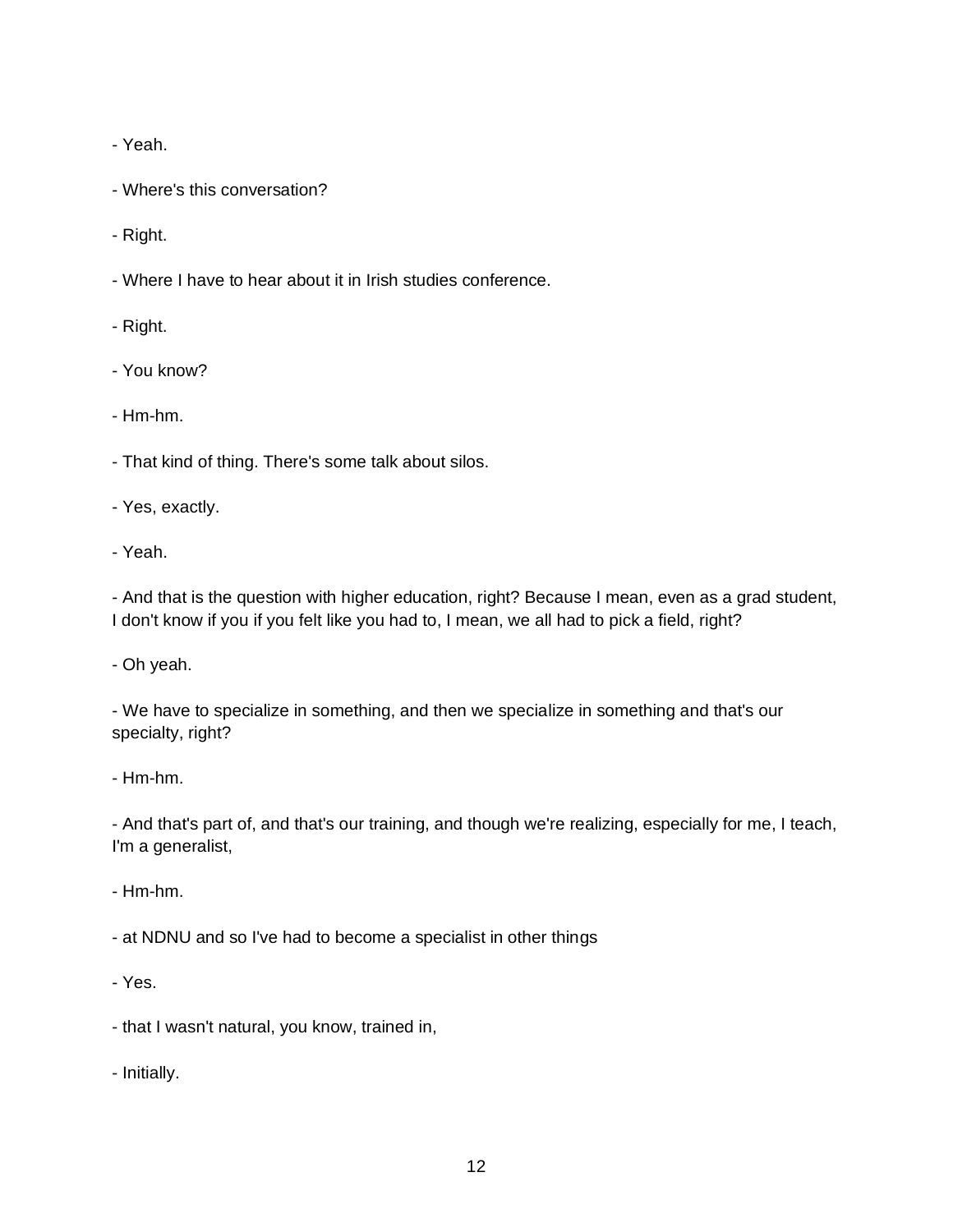- Yeah.

- Where's this conversation?

- Right.

- Where I have to hear about it in Irish studies conference.

- Right.

- You know?

- Hm-hm.

- That kind of thing. There's some talk about silos.

- Yes, exactly.

- Yeah.

- And that is the question with higher education, right? Because I mean, even as a grad student, I don't know if you if you felt like you had to, I mean, we all had to pick a field, right?

- Oh yeah.

- We have to specialize in something, and then we specialize in something and that's our specialty, right?

- Hm-hm.

- And that's part of, and that's our training, and though we're realizing, especially for me, I teach, I'm a generalist,

- Hm-hm.

- at NDNU and so I've had to become a specialist in other things

- Yes.

- that I wasn't natural, you know, trained in,

- Initially.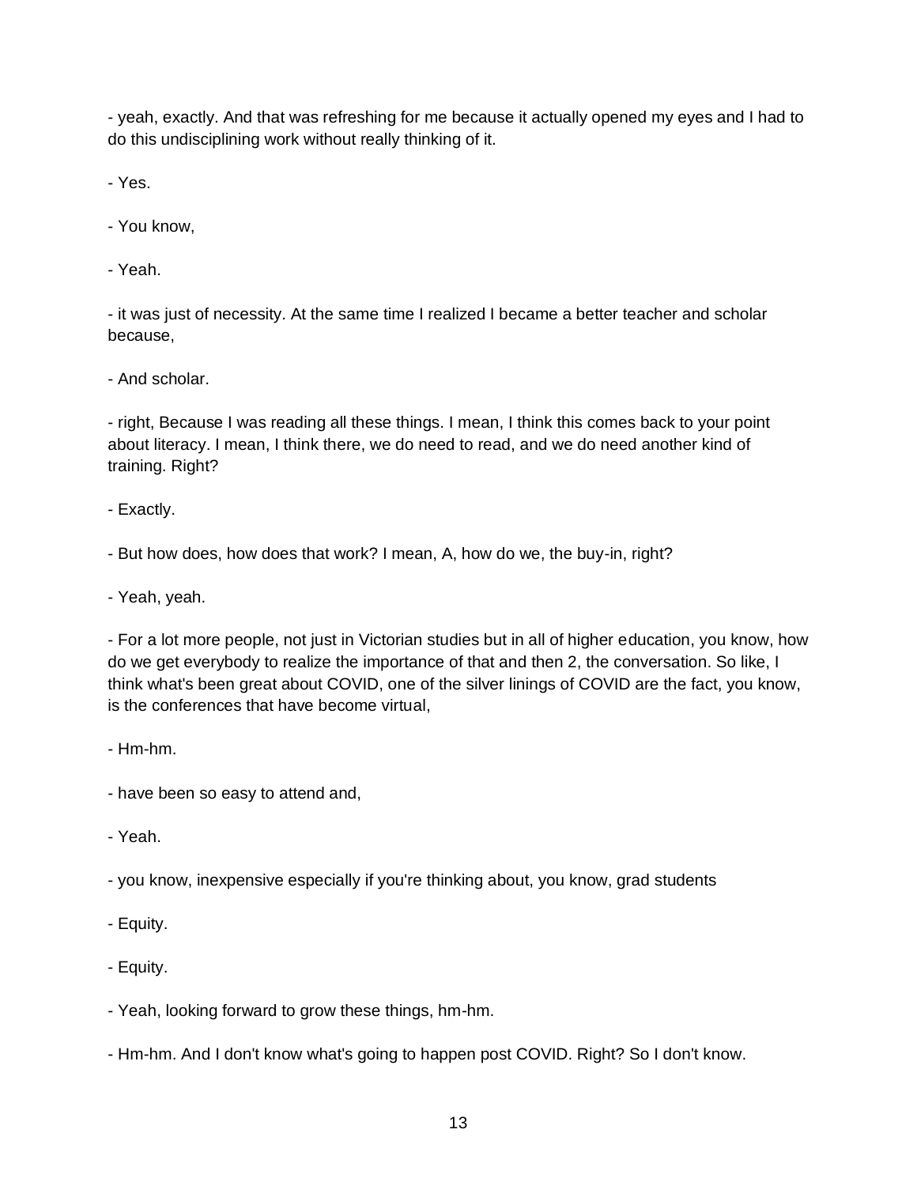- yeah, exactly. And that was refreshing for me because it actually opened my eyes and I had to do this undisciplining work without really thinking of it.

- Yes.

- You know,

- Yeah.

- it was just of necessity. At the same time I realized I became a better teacher and scholar because,

- And scholar.

- right, Because I was reading all these things. I mean, I think this comes back to your point about literacy. I mean, I think there, we do need to read, and we do need another kind of training. Right?

- Exactly.

- But how does, how does that work? I mean, A, how do we, the buy-in, right?

- Yeah, yeah.

- For a lot more people, not just in Victorian studies but in all of higher education, you know, how do we get everybody to realize the importance of that and then 2, the conversation. So like, I think what's been great about COVID, one of the silver linings of COVID are the fact, you know, is the conferences that have become virtual,

- Hm-hm.

- have been so easy to attend and,

- Yeah.

- you know, inexpensive especially if you're thinking about, you know, grad students

- Equity.

- Equity.

- Yeah, looking forward to grow these things, hm-hm.

- Hm-hm. And I don't know what's going to happen post COVID. Right? So I don't know.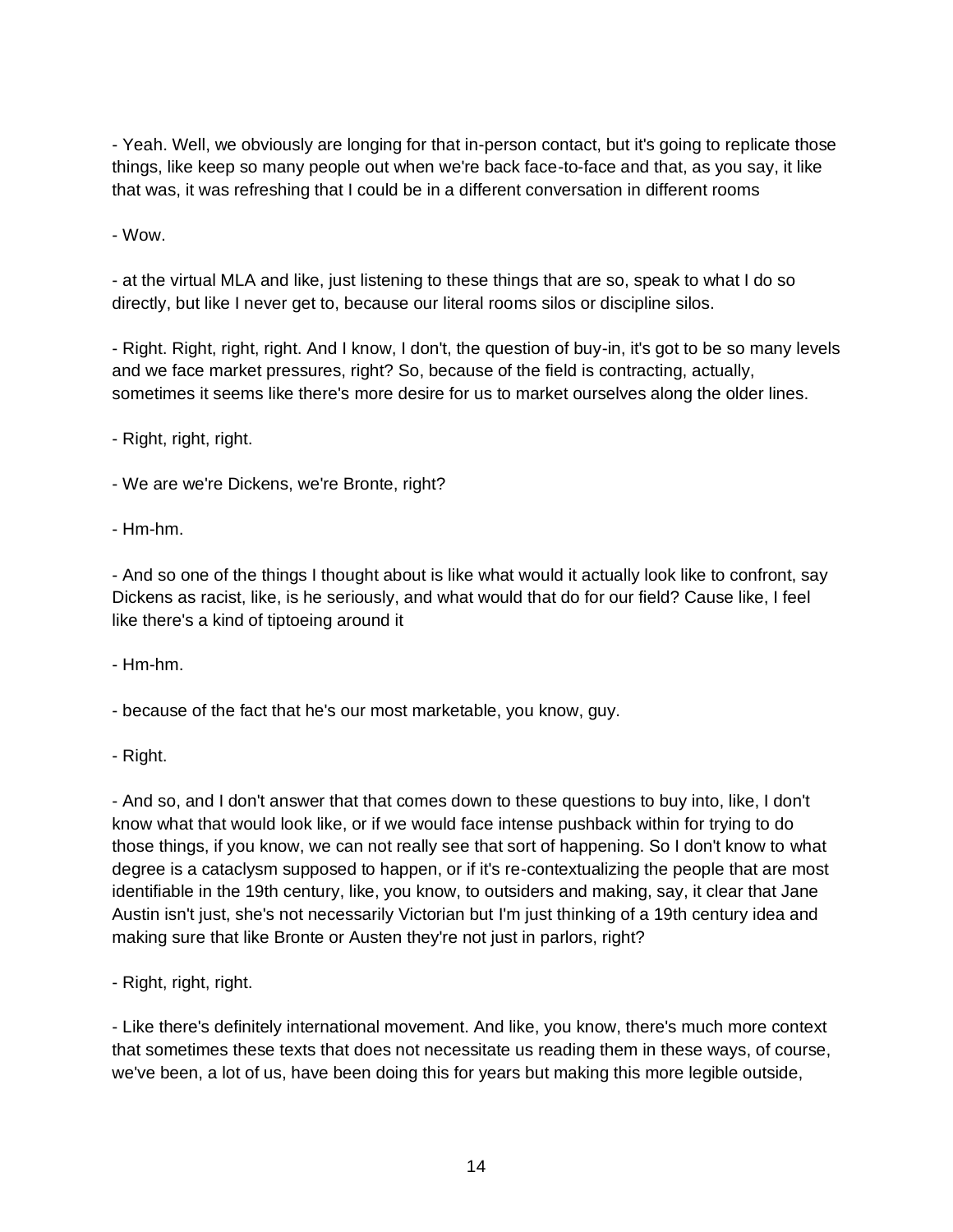- Yeah. Well, we obviously are longing for that in-person contact, but it's going to replicate those things, like keep so many people out when we're back face-to-face and that, as you say, it like that was, it was refreshing that I could be in a different conversation in different rooms

- Wow.

- at the virtual MLA and like, just listening to these things that are so, speak to what I do so directly, but like I never get to, because our literal rooms silos or discipline silos.

- Right. Right, right, right. And I know, I don't, the question of buy-in, it's got to be so many levels and we face market pressures, right? So, because of the field is contracting, actually, sometimes it seems like there's more desire for us to market ourselves along the older lines.

- Right, right, right.

- We are we're Dickens, we're Bronte, right?

- Hm-hm.

- And so one of the things I thought about is like what would it actually look like to confront, say Dickens as racist, like, is he seriously, and what would that do for our field? Cause like, I feel like there's a kind of tiptoeing around it

- Hm-hm.

- because of the fact that he's our most marketable, you know, guy.

- Right.

- And so, and I don't answer that that comes down to these questions to buy into, like, I don't know what that would look like, or if we would face intense pushback within for trying to do those things, if you know, we can not really see that sort of happening. So I don't know to what degree is a cataclysm supposed to happen, or if it's re-contextualizing the people that are most identifiable in the 19th century, like, you know, to outsiders and making, say, it clear that Jane Austin isn't just, she's not necessarily Victorian but I'm just thinking of a 19th century idea and making sure that like Bronte or Austen they're not just in parlors, right?

- Right, right, right.

- Like there's definitely international movement. And like, you know, there's much more context that sometimes these texts that does not necessitate us reading them in these ways, of course, we've been, a lot of us, have been doing this for years but making this more legible outside,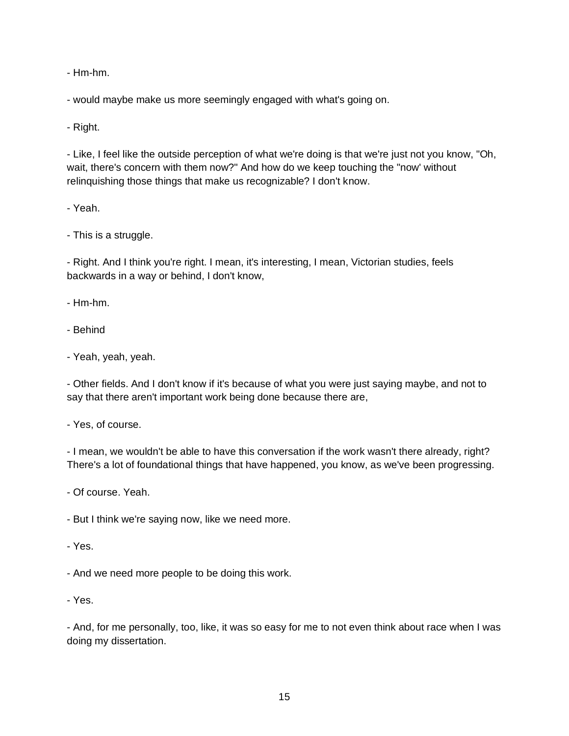- Hm-hm.

- would maybe make us more seemingly engaged with what's going on.

- Right.

- Like, I feel like the outside perception of what we're doing is that we're just not you know, "Oh, wait, there's concern with them now?" And how do we keep touching the "now' without relinquishing those things that make us recognizable? I don't know.

- Yeah.

- This is a struggle.

- Right. And I think you're right. I mean, it's interesting, I mean, Victorian studies, feels backwards in a way or behind, I don't know,

- Hm-hm.

- Behind

- Yeah, yeah, yeah.

- Other fields. And I don't know if it's because of what you were just saying maybe, and not to say that there aren't important work being done because there are,

- Yes, of course.

- I mean, we wouldn't be able to have this conversation if the work wasn't there already, right? There's a lot of foundational things that have happened, you know, as we've been progressing.

- Of course. Yeah.

- But I think we're saying now, like we need more.

- Yes.

- And we need more people to be doing this work.

- Yes.

- And, for me personally, too, like, it was so easy for me to not even think about race when I was doing my dissertation.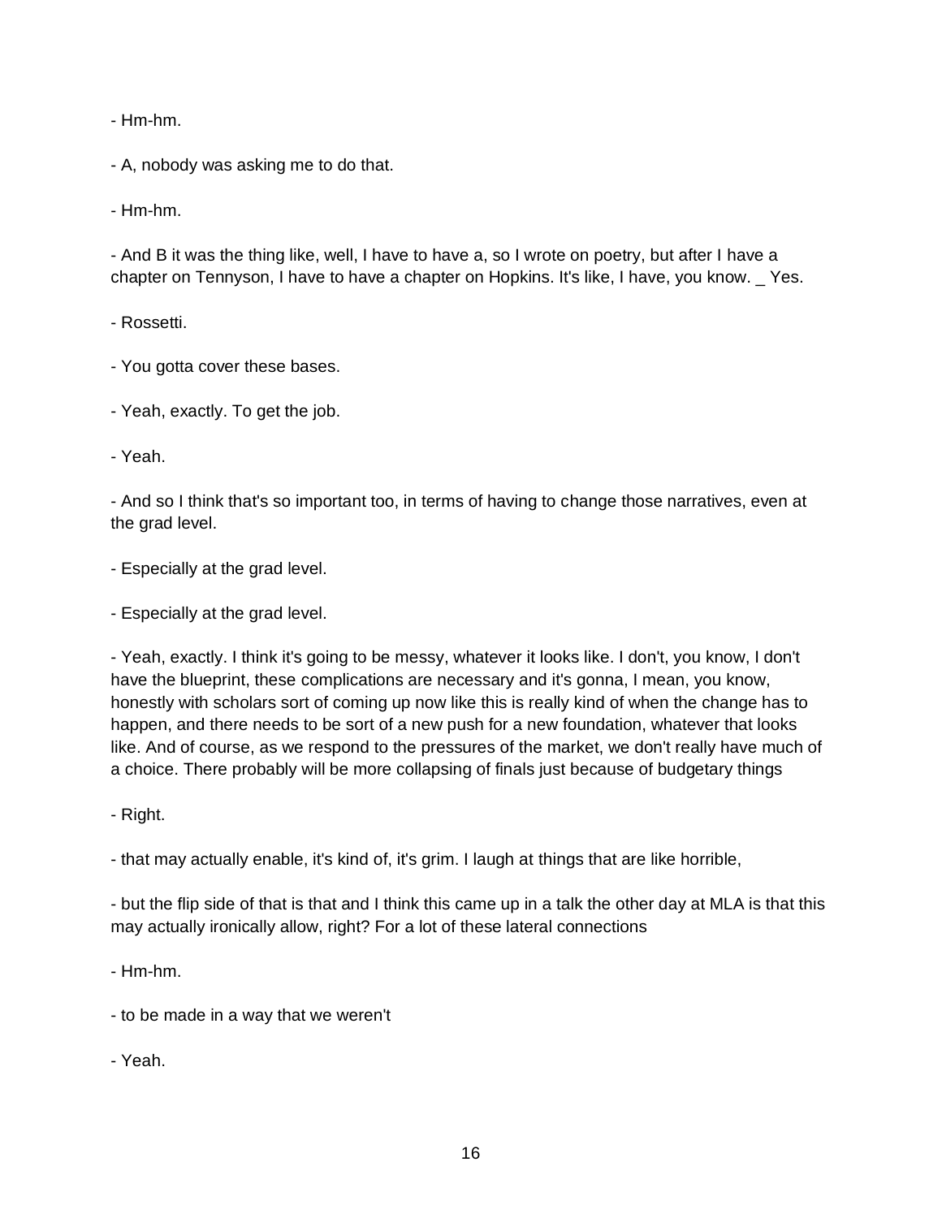- Hm-hm.

- A, nobody was asking me to do that.

- Hm-hm.

- And B it was the thing like, well, I have to have a, so I wrote on poetry, but after I have a chapter on Tennyson, I have to have a chapter on Hopkins. It's like, I have, you know. _ Yes.

- Rossetti.

- You gotta cover these bases.

- Yeah, exactly. To get the job.

- Yeah.

- And so I think that's so important too, in terms of having to change those narratives, even at the grad level.

- Especially at the grad level.

- Especially at the grad level.

- Yeah, exactly. I think it's going to be messy, whatever it looks like. I don't, you know, I don't have the blueprint, these complications are necessary and it's gonna, I mean, you know, honestly with scholars sort of coming up now like this is really kind of when the change has to happen, and there needs to be sort of a new push for a new foundation, whatever that looks like. And of course, as we respond to the pressures of the market, we don't really have much of a choice. There probably will be more collapsing of finals just because of budgetary things

- Right.

- that may actually enable, it's kind of, it's grim. I laugh at things that are like horrible,

- but the flip side of that is that and I think this came up in a talk the other day at MLA is that this may actually ironically allow, right? For a lot of these lateral connections

- Hm-hm.

- to be made in a way that we weren't

- Yeah.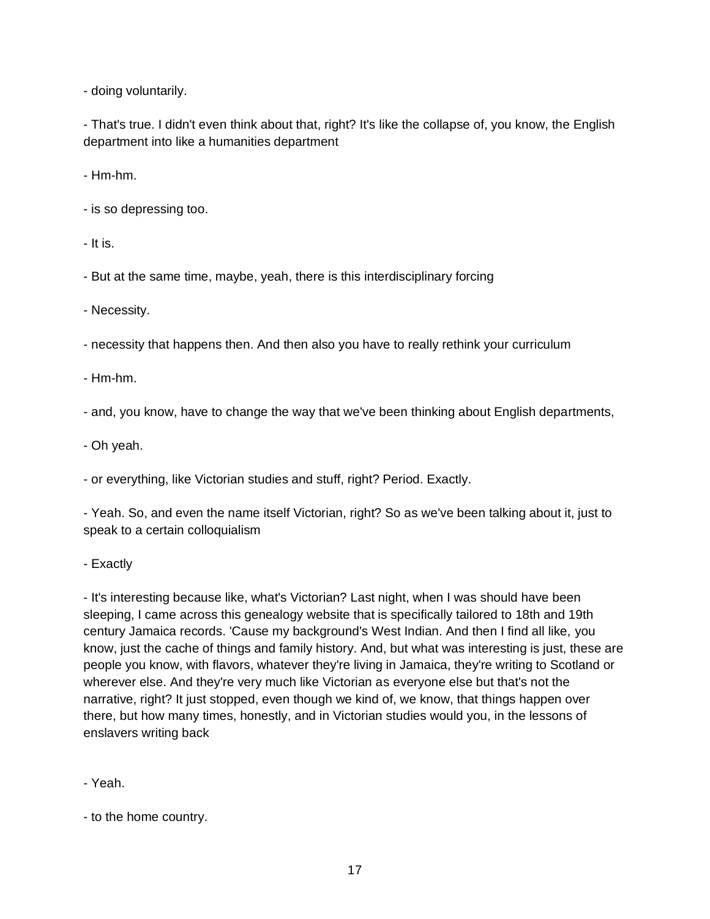- doing voluntarily.

- That's true. I didn't even think about that, right? It's like the collapse of, you know, the English department into like a humanities department

- Hm-hm.

- is so depressing too.

- It is.

- But at the same time, maybe, yeah, there is this interdisciplinary forcing

- Necessity.

- necessity that happens then. And then also you have to really rethink your curriculum

- Hm-hm.

- and, you know, have to change the way that we've been thinking about English departments,

- Oh yeah.

- or everything, like Victorian studies and stuff, right? Period. Exactly.

- Yeah. So, and even the name itself Victorian, right? So as we've been talking about it, just to speak to a certain colloquialism

- Exactly

- It's interesting because like, what's Victorian? Last night, when I was should have been sleeping, I came across this genealogy website that is specifically tailored to 18th and 19th century Jamaica records. 'Cause my background's West Indian. And then I find all like, you know, just the cache of things and family history. And, but what was interesting is just, these are people you know, with flavors, whatever they're living in Jamaica, they're writing to Scotland or wherever else. And they're very much like Victorian as everyone else but that's not the narrative, right? It just stopped, even though we kind of, we know, that things happen over there, but how many times, honestly, and in Victorian studies would you, in the lessons of enslavers writing back

- Yeah.

- to the home country.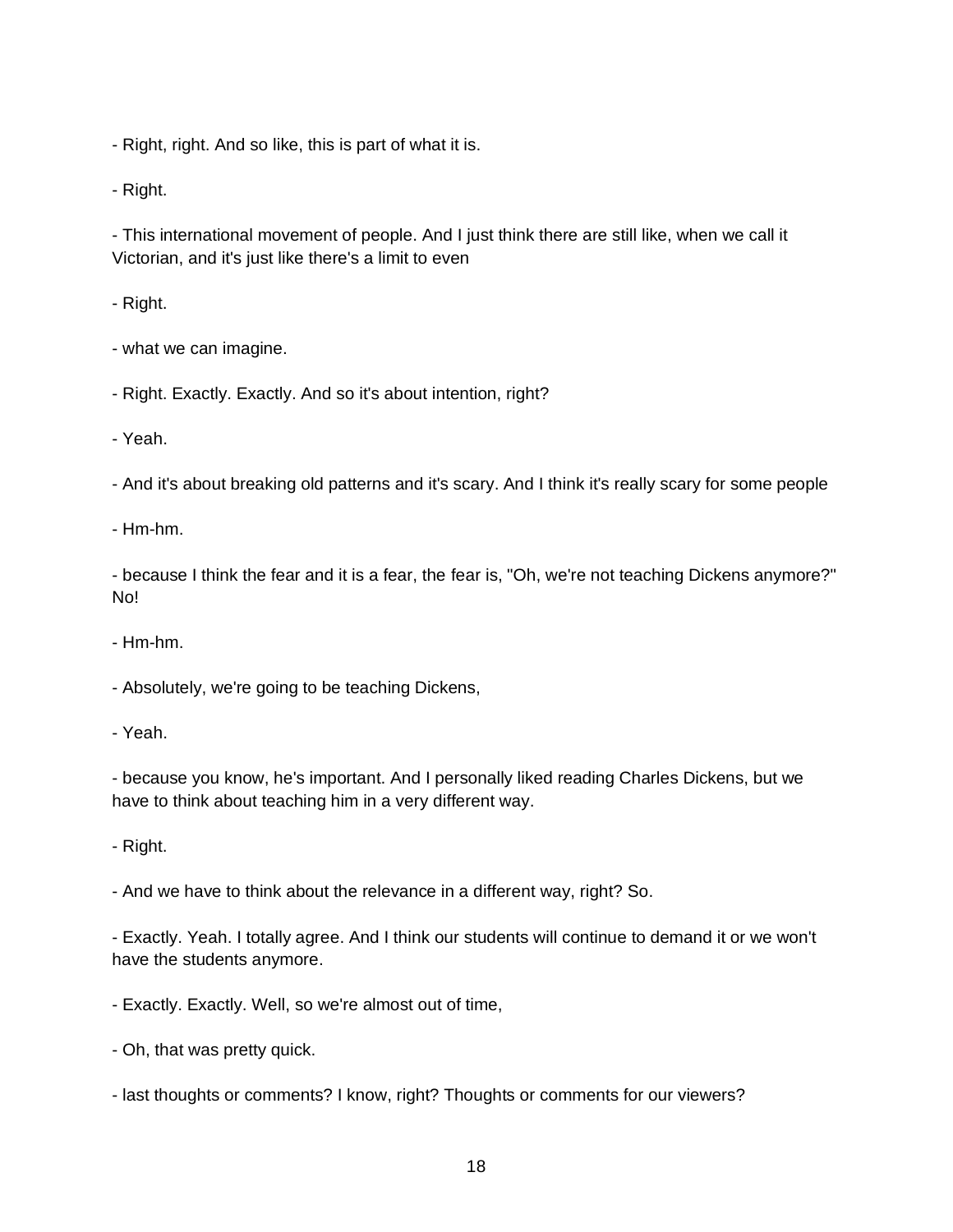- Right, right. And so like, this is part of what it is.

- Right.

- This international movement of people. And I just think there are still like, when we call it Victorian, and it's just like there's a limit to even

- Right.

- what we can imagine.

- Right. Exactly. Exactly. And so it's about intention, right?

- Yeah.

- And it's about breaking old patterns and it's scary. And I think it's really scary for some people

- Hm-hm.

- because I think the fear and it is a fear, the fear is, "Oh, we're not teaching Dickens anymore?" No!

- Hm-hm.

- Absolutely, we're going to be teaching Dickens,

- Yeah.

- because you know, he's important. And I personally liked reading Charles Dickens, but we have to think about teaching him in a very different way.

- Right.

- And we have to think about the relevance in a different way, right? So.

- Exactly. Yeah. I totally agree. And I think our students will continue to demand it or we won't have the students anymore.

- Exactly. Exactly. Well, so we're almost out of time,

- Oh, that was pretty quick.

- last thoughts or comments? I know, right? Thoughts or comments for our viewers?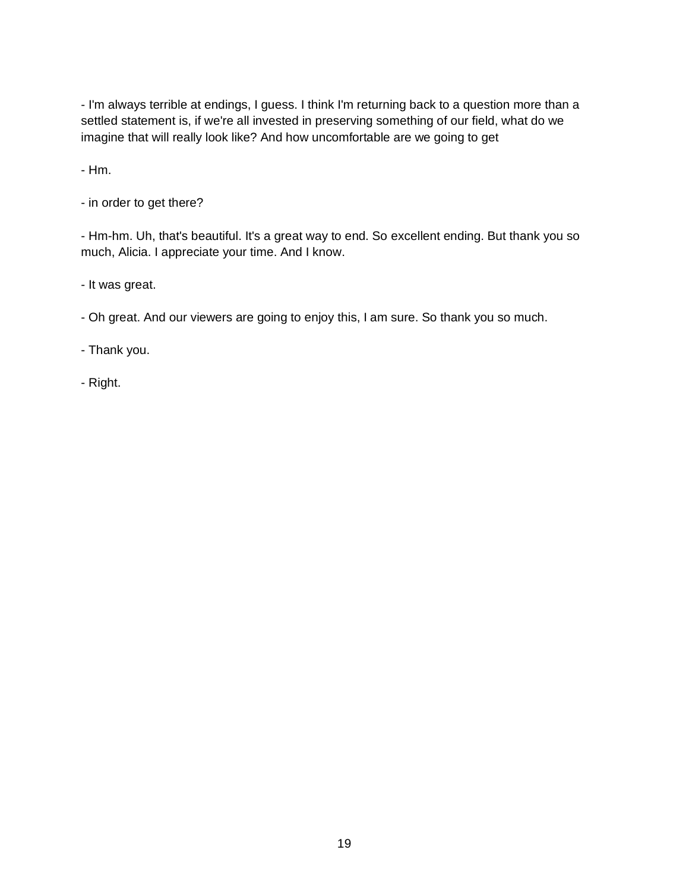- I'm always terrible at endings, I guess. I think I'm returning back to a question more than a settled statement is, if we're all invested in preserving something of our field, what do we imagine that will really look like? And how uncomfortable are we going to get

- Hm.

- in order to get there?

- Hm-hm. Uh, that's beautiful. It's a great way to end. So excellent ending. But thank you so much, Alicia. I appreciate your time. And I know.

- It was great.

- Oh great. And our viewers are going to enjoy this, I am sure. So thank you so much.

- Thank you.

- Right.